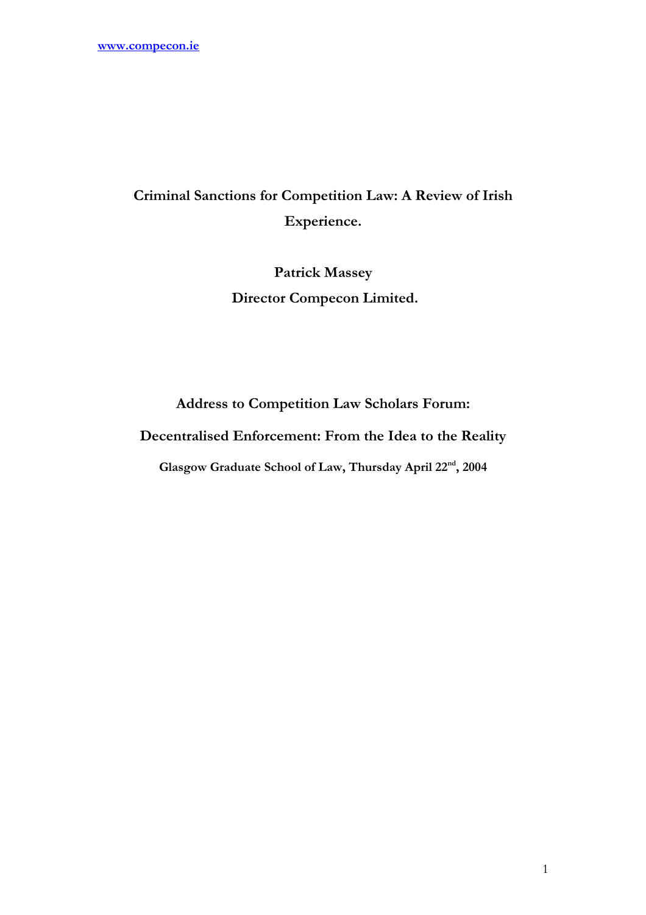www.compecon.ie

# Criminal Sanctions for Competition Law: A Review of Irish Experience.

**Patrick Massey**

**Director Compecon Limited.**

**Address to Competition Law Scholars Forum:**

**Decentralised Enforcement: From the Idea to the Reality**

**Glasgow Graduate School of Law, Thursday April 22nd, 2004**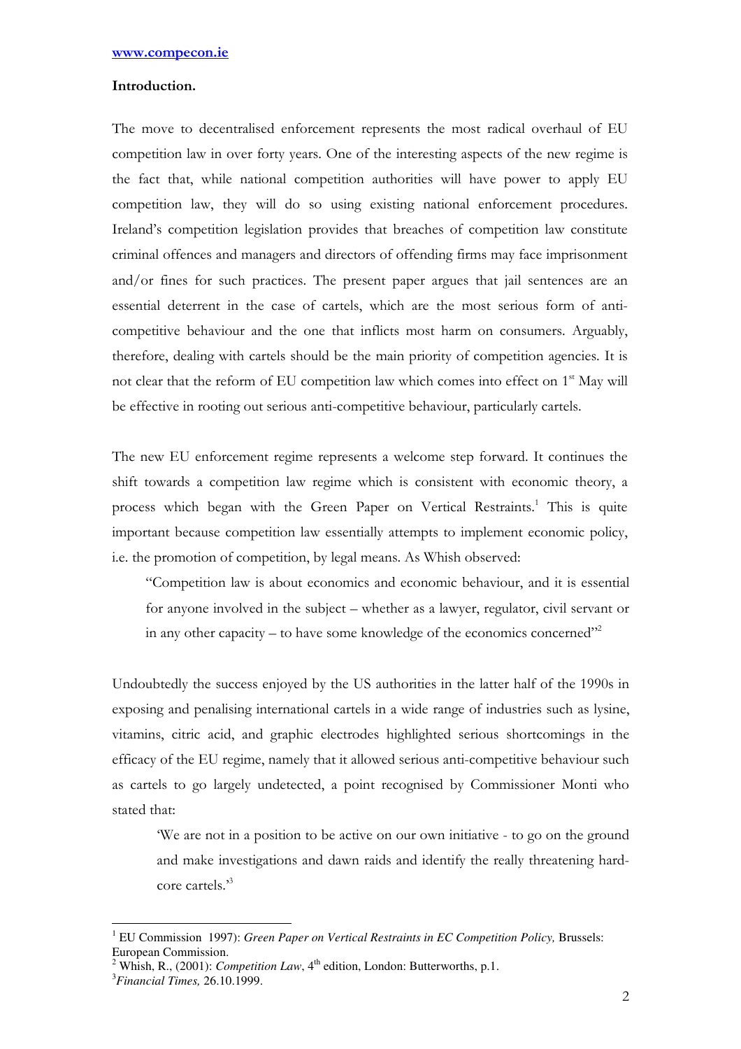www.compecon.ie

**Introduction.**

The move to decentralised enforcement represents the most radical overhaul of EU competition law in over forty years. One of the interesting aspects of the new regime is the fact that, while national competition authorities will have power to apply EU competition law, they will do so using existing national enforcement procedures. Ireland's competition legislation provides that breaches of competition law constitute criminal offences and managers and directors of offending firms may face imprisonment and/or fines for such practices. The present paper argues that jail sentences are an essential deterrent in the case of cartels, which are the most serious form of anti-competitive behaviour and the one that inflicts most harm on consumers. Arguably, therefore, dealing with cartels should be the main priority of competition agencies. It is not clear that the reform of EU competition law which comes into effect on 1st May will be effective in rooting out serious anti-competitive behaviour, particularly cartels.

The new EU enforcement regime represents a welcome step forward. It continues the shift towards a competition law regime which is consistent with economic theory, a process which began with the Green Paper on Vertical Restraints.[1] This is quite important because competition law essentially attempts to implement economic policy, i.e. the promotion of competition, by legal means. As Whish observed:

> "Competition law is about economics and economic behaviour, and it is essential for anyone involved in the subject – whether as a lawyer, regulator, civil servant or in any other capacity – to have some knowledge of the economics concerned"[2]

Undoubtedly the success enjoyed by the US authorities in the latter half of the 1990s in exposing and penalising international cartels in a wide range of industries such as lysine, vitamins, citric acid, and graphic electrodes highlighted serious shortcomings in the efficacy of the EU regime, namely that it allowed serious anti-competitive behaviour such as cartels to go largely undetected, a point recognised by Commissioner Monti who stated that:

> 'We are not in a position to be active on our own initiative - to go on the ground and make investigations and dawn raids and identify the really threatening hard-core cartels.'[3]

---

[1] EU Commission 1997): *Green Paper on Vertical Restraints in EC Competition Policy,* Brussels: European Commission.

[2] Whish, R., (2001): *Competition Law*, 4th edition, London: Butterworths, p.1.

[3] *Financial Times,* 26.10.1999.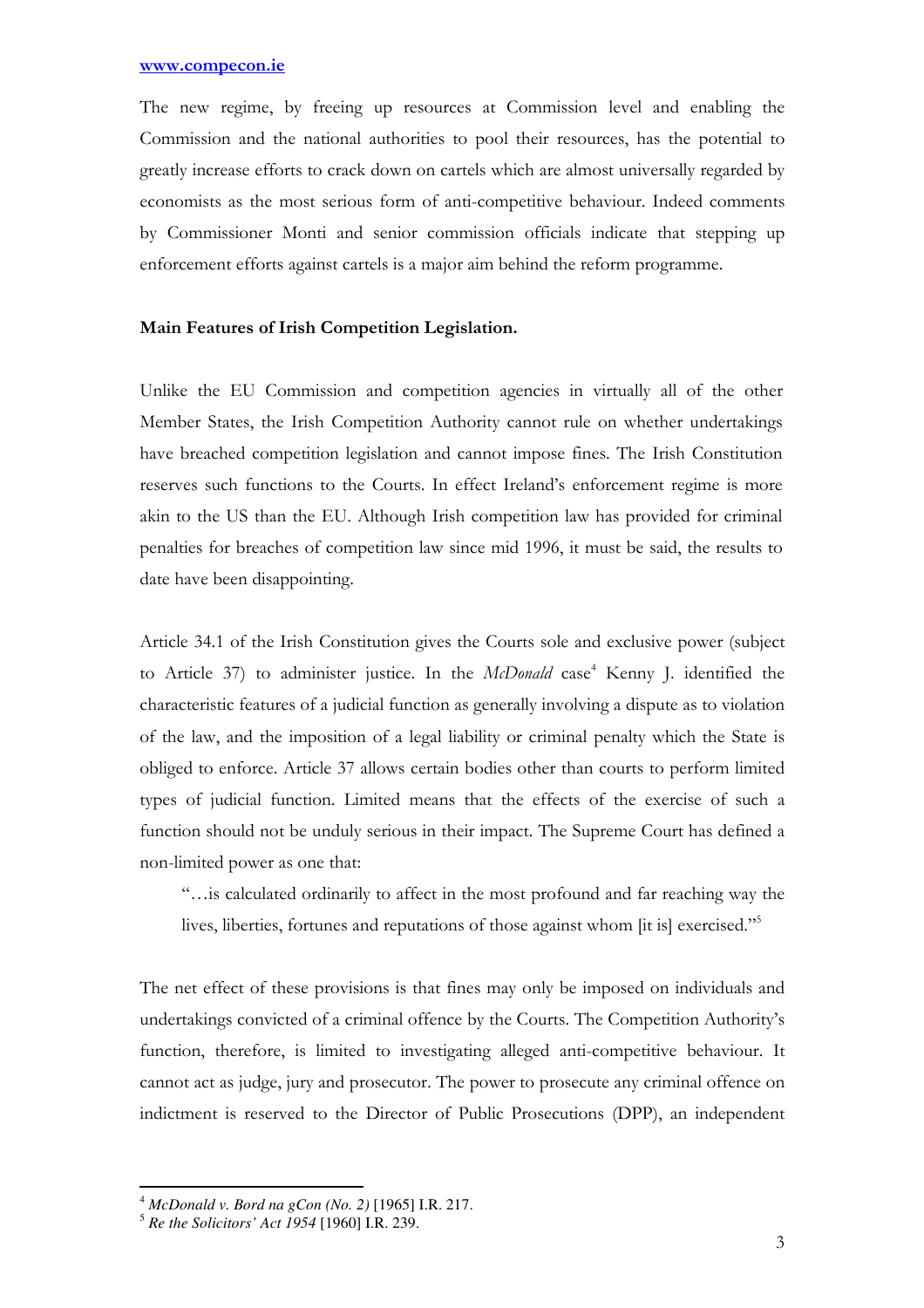The new regime, by freeing up resources at Commission level and enabling the Commission and the national authorities to pool their resources, has the potential to greatly increase efforts to crack down on cartels which are almost universally regarded by economists as the most serious form of anti-competitive behaviour. Indeed comments by Commissioner Monti and senior commission officials indicate that stepping up enforcement efforts against cartels is a major aim behind the reform programme.

**Main Features of Irish Competition Legislation.**

Unlike the EU Commission and competition agencies in virtually all of the other Member States, the Irish Competition Authority cannot rule on whether undertakings have breached competition legislation and cannot impose fines. The Irish Constitution reserves such functions to the Courts. In effect Ireland's enforcement regime is more akin to the US than the EU. Although Irish competition law has provided for criminal penalties for breaches of competition law since mid 1996, it must be said, the results to date have been disappointing.

Article 34.1 of the Irish Constitution gives the Courts sole and exclusive power (subject to Article 37) to administer justice. In the *McDonald* case[4] Kenny J. identified the characteristic features of a judicial function as generally involving a dispute as to violation of the law, and the imposition of a legal liability or criminal penalty which the State is obliged to enforce. Article 37 allows certain bodies other than courts to perform limited types of judicial function. Limited means that the effects of the exercise of such a function should not be unduly serious in their impact. The Supreme Court has defined a non-limited power as one that:

> "…is calculated ordinarily to affect in the most profound and far reaching way the lives, liberties, fortunes and reputations of those against whom [it is] exercised."[5]

The net effect of these provisions is that fines may only be imposed on individuals and undertakings convicted of a criminal offence by the Courts. The Competition Authority's function, therefore, is limited to investigating alleged anti-competitive behaviour. It cannot act as judge, jury and prosecutor. The power to prosecute any criminal offence on indictment is reserved to the Director of Public Prosecutions (DPP), an independent

---

[4] *McDonald v. Bord na gCon (No. 2)* [1965] I.R. 217.

[5] *Re the Solicitors' Act 1954* [1960] I.R. 239.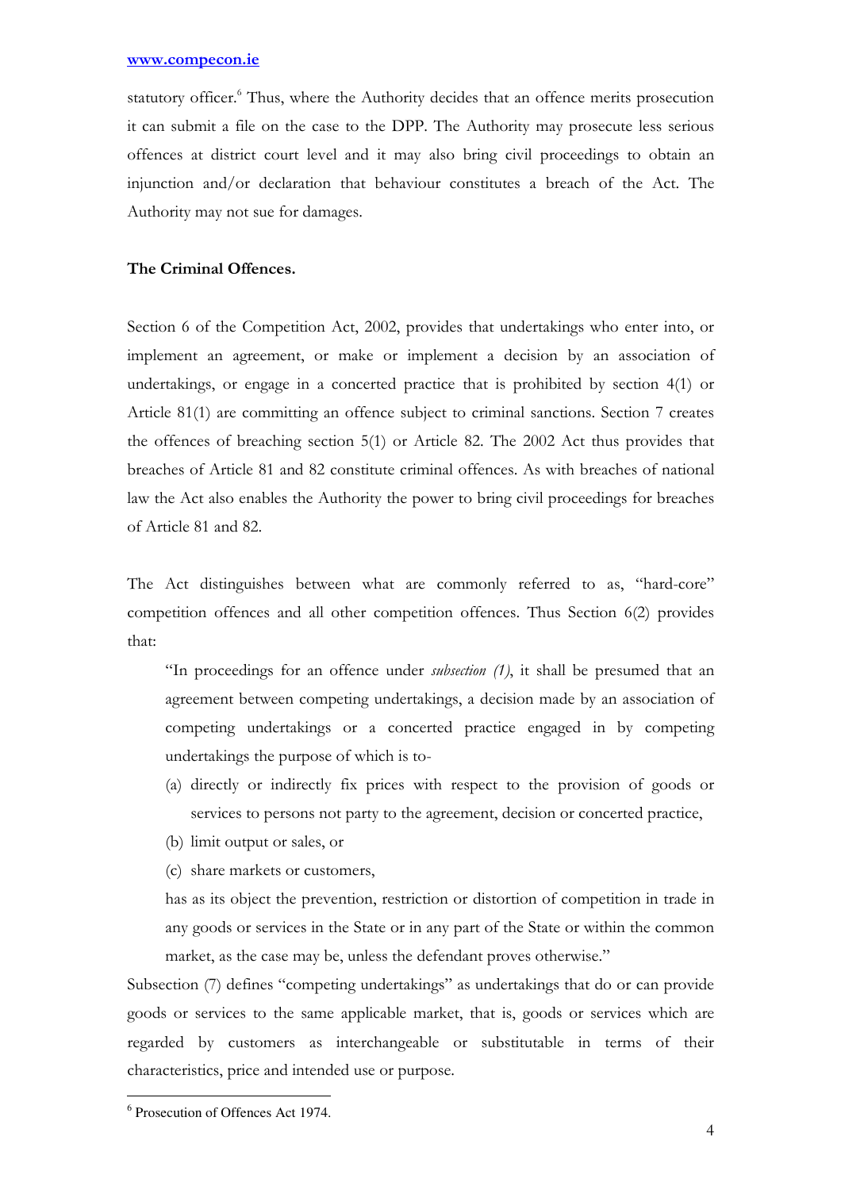statutory officer.[6] Thus, where the Authority decides that an offence merits prosecution it can submit a file on the case to the DPP. The Authority may prosecute less serious offences at district court level and it may also bring civil proceedings to obtain an injunction and/or declaration that behaviour constitutes a breach of the Act. The Authority may not sue for damages.

**The Criminal Offences.**

Section 6 of the Competition Act, 2002, provides that undertakings who enter into, or implement an agreement, or make or implement a decision by an association of undertakings, or engage in a concerted practice that is prohibited by section 4(1) or Article 81(1) are committing an offence subject to criminal sanctions. Section 7 creates the offences of breaching section 5(1) or Article 82. The 2002 Act thus provides that breaches of Article 81 and 82 constitute criminal offences. As with breaches of national law the Act also enables the Authority the power to bring civil proceedings for breaches of Article 81 and 82.

The Act distinguishes between what are commonly referred to as, "hard-core" competition offences and all other competition offences. Thus Section 6(2) provides that:

> "In proceedings for an offence under *subsection (1)*, it shall be presumed that an agreement between competing undertakings, a decision made by an association of competing undertakings or a concerted practice engaged in by competing undertakings the purpose of which is to-
>
> (a) directly or indirectly fix prices with respect to the provision of goods or services to persons not party to the agreement, decision or concerted practice,
>
> (b) limit output or sales, or
>
> (c) share markets or customers,
>
> has as its object the prevention, restriction or distortion of competition in trade in any goods or services in the State or in any part of the State or within the common market, as the case may be, unless the defendant proves otherwise."

Subsection (7) defines "competing undertakings" as undertakings that do or can provide goods or services to the same applicable market, that is, goods or services which are regarded by customers as interchangeable or substitutable in terms of their characteristics, price and intended use or purpose.

---

[6] Prosecution of Offences Act 1974.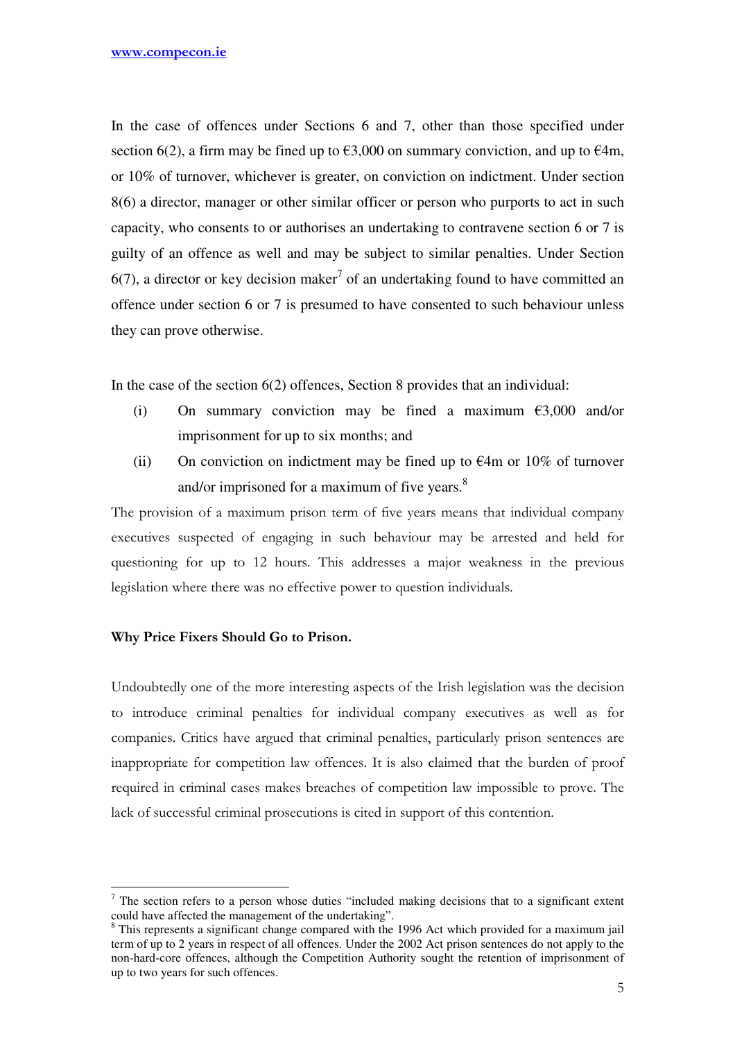In the case of offences under Sections 6 and 7, other than those specified under section 6(2), a firm may be fined up to €3,000 on summary conviction, and up to €4m, or 10% of turnover, whichever is greater, on conviction on indictment. Under section 8(6) a director, manager or other similar officer or person who purports to act in such capacity, who consents to or authorises an undertaking to contravene section 6 or 7 is guilty of an offence as well and may be subject to similar penalties. Under Section 6(7), a director or key decision maker[7] of an undertaking found to have committed an offence under section 6 or 7 is presumed to have consented to such behaviour unless they can prove otherwise.

In the case of the section 6(2) offences, Section 8 provides that an individual:

(i) On summary conviction may be fined a maximum €3,000 and/or imprisonment for up to six months; and

(ii) On conviction on indictment may be fined up to €4m or 10% of turnover and/or imprisoned for a maximum of five years.[8]

The provision of a maximum prison term of five years means that individual company executives suspected of engaging in such behaviour may be arrested and held for questioning for up to 12 hours. This addresses a major weakness in the previous legislation where there was no effective power to question individuals.

**Why Price Fixers Should Go to Prison.**

Undoubtedly one of the more interesting aspects of the Irish legislation was the decision to introduce criminal penalties for individual company executives as well as for companies. Critics have argued that criminal penalties, particularly prison sentences are inappropriate for competition law offences. It is also claimed that the burden of proof required in criminal cases makes breaches of competition law impossible to prove. The lack of successful criminal prosecutions is cited in support of this contention.

---

[7] The section refers to a person whose duties "included making decisions that to a significant extent could have affected the management of the undertaking".

[8] This represents a significant change compared with the 1996 Act which provided for a maximum jail term of up to 2 years in respect of all offences. Under the 2002 Act prison sentences do not apply to the non-hard-core offences, although the Competition Authority sought the retention of imprisonment of up to two years for such offences.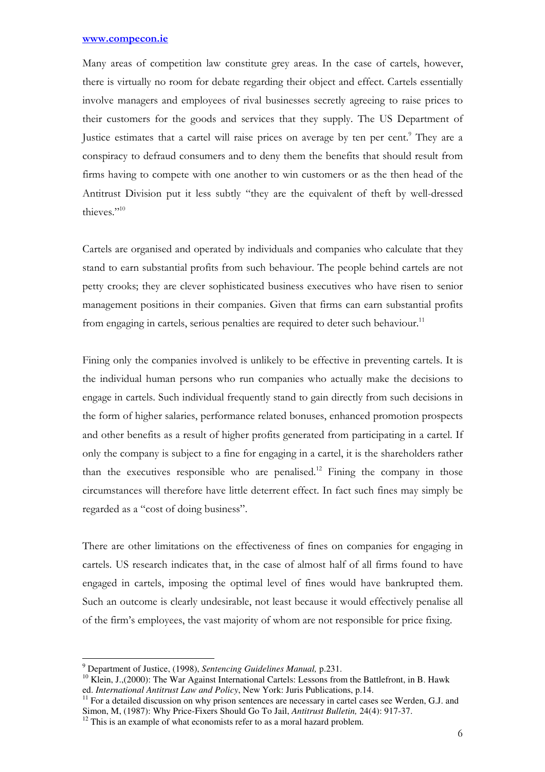Many areas of competition law constitute grey areas. In the case of cartels, however, there is virtually no room for debate regarding their object and effect. Cartels essentially involve managers and employees of rival businesses secretly agreeing to raise prices to their customers for the goods and services that they supply. The US Department of Justice estimates that a cartel will raise prices on average by ten per cent.[9] They are a conspiracy to defraud consumers and to deny them the benefits that should result from firms having to compete with one another to win customers or as the then head of the Antitrust Division put it less subtly "they are the equivalent of theft by well-dressed thieves."[10]

Cartels are organised and operated by individuals and companies who calculate that they stand to earn substantial profits from such behaviour. The people behind cartels are not petty crooks; they are clever sophisticated business executives who have risen to senior management positions in their companies. Given that firms can earn substantial profits from engaging in cartels, serious penalties are required to deter such behaviour.[11]

Fining only the companies involved is unlikely to be effective in preventing cartels. It is the individual human persons who run companies who actually make the decisions to engage in cartels. Such individual frequently stand to gain directly from such decisions in the form of higher salaries, performance related bonuses, enhanced promotion prospects and other benefits as a result of higher profits generated from participating in a cartel. If only the company is subject to a fine for engaging in a cartel, it is the shareholders rather than the executives responsible who are penalised.[12] Fining the company in those circumstances will therefore have little deterrent effect. In fact such fines may simply be regarded as a "cost of doing business".

There are other limitations on the effectiveness of fines on companies for engaging in cartels. US research indicates that, in the case of almost half of all firms found to have engaged in cartels, imposing the optimal level of fines would have bankrupted them. Such an outcome is clearly undesirable, not least because it would effectively penalise all of the firm's employees, the vast majority of whom are not responsible for price fixing.

---

[9] Department of Justice, (1998), *Sentencing Guidelines Manual,* p.231.

[10] Klein, J.,(2000): The War Against International Cartels: Lessons from the Battlefront, in B. Hawk ed. *International Antitrust Law and Policy*, New York: Juris Publications, p.14.

[11] For a detailed discussion on why prison sentences are necessary in cartel cases see Werden, G.J. and Simon, M, (1987): Why Price-Fixers Should Go To Jail, *Antitrust Bulletin,* 24(4): 917-37.

[12] This is an example of what economists refer to as a moral hazard problem.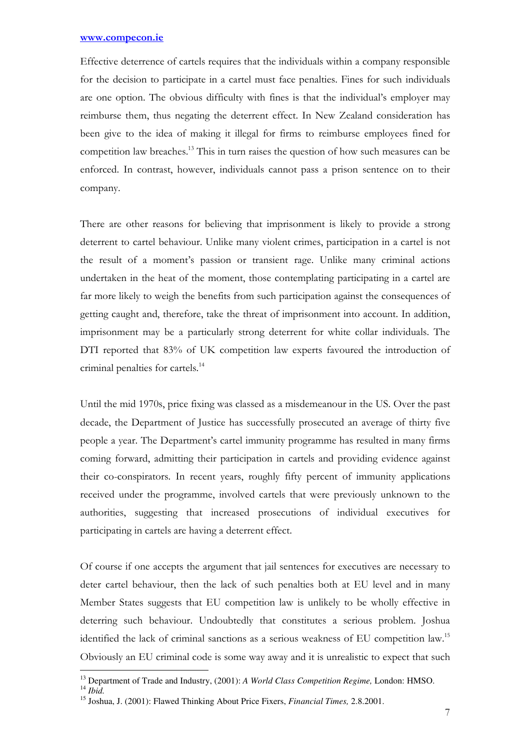Effective deterrence of cartels requires that the individuals within a company responsible for the decision to participate in a cartel must face penalties. Fines for such individuals are one option. The obvious difficulty with fines is that the individual's employer may reimburse them, thus negating the deterrent effect. In New Zealand consideration has been give to the idea of making it illegal for firms to reimburse employees fined for competition law breaches.[13] This in turn raises the question of how such measures can be enforced. In contrast, however, individuals cannot pass a prison sentence on to their company.

There are other reasons for believing that imprisonment is likely to provide a strong deterrent to cartel behaviour. Unlike many violent crimes, participation in a cartel is not the result of a moment's passion or transient rage. Unlike many criminal actions undertaken in the heat of the moment, those contemplating participating in a cartel are far more likely to weigh the benefits from such participation against the consequences of getting caught and, therefore, take the threat of imprisonment into account. In addition, imprisonment may be a particularly strong deterrent for white collar individuals. The DTI reported that 83% of UK competition law experts favoured the introduction of criminal penalties for cartels.[14]

Until the mid 1970s, price fixing was classed as a misdemeanour in the US. Over the past decade, the Department of Justice has successfully prosecuted an average of thirty five people a year. The Department's cartel immunity programme has resulted in many firms coming forward, admitting their participation in cartels and providing evidence against their co-conspirators. In recent years, roughly fifty percent of immunity applications received under the programme, involved cartels that were previously unknown to the authorities, suggesting that increased prosecutions of individual executives for participating in cartels are having a deterrent effect.

Of course if one accepts the argument that jail sentences for executives are necessary to deter cartel behaviour, then the lack of such penalties both at EU level and in many Member States suggests that EU competition law is unlikely to be wholly effective in deterring such behaviour. Undoubtedly that constitutes a serious problem. Joshua identified the lack of criminal sanctions as a serious weakness of EU competition law.[15] Obviously an EU criminal code is some way away and it is unrealistic to expect that such

---

[13] Department of Trade and Industry, (2001): *A World Class Competition Regime,* London: HMSO.
[14] *Ibid.*
[15] Joshua, J. (2001): Flawed Thinking About Price Fixers, *Financial Times,* 2.8.2001.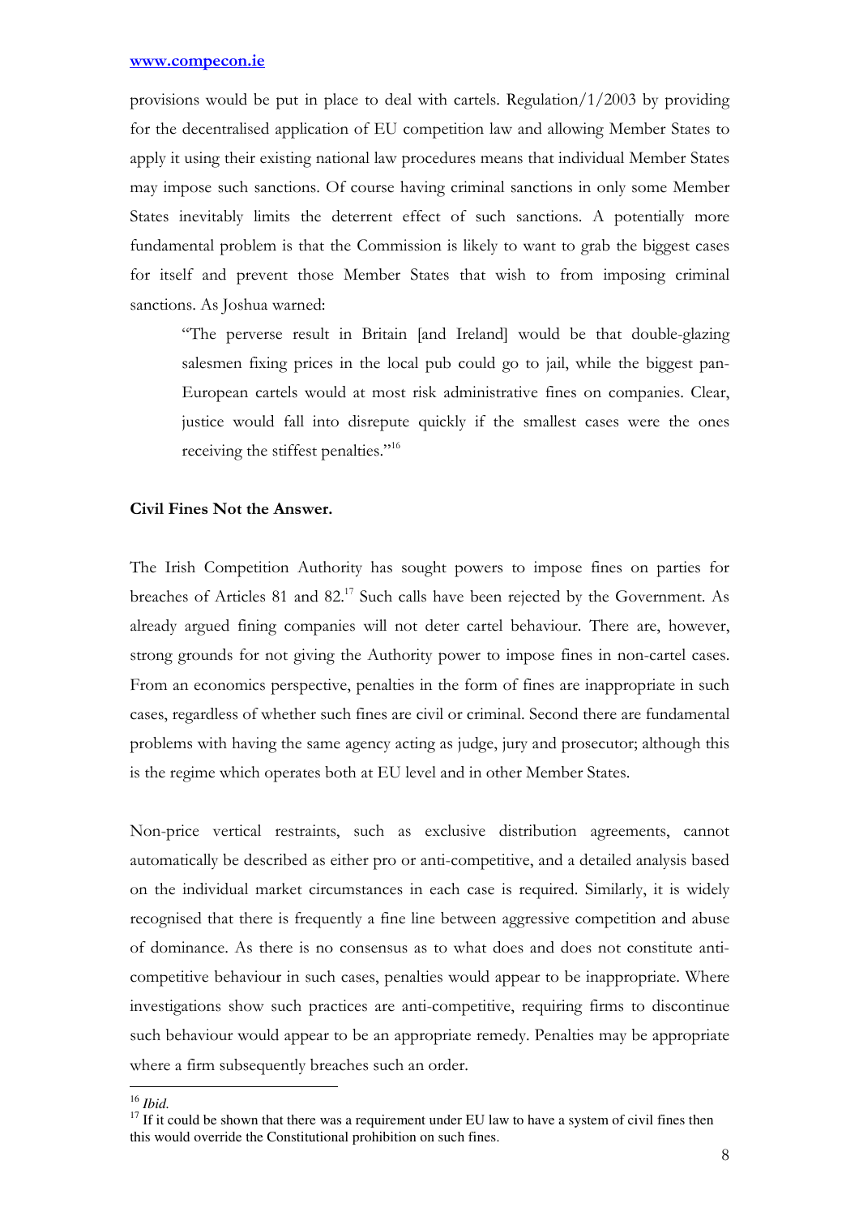provisions would be put in place to deal with cartels. Regulation/1/2003 by providing for the decentralised application of EU competition law and allowing Member States to apply it using their existing national law procedures means that individual Member States may impose such sanctions. Of course having criminal sanctions in only some Member States inevitably limits the deterrent effect of such sanctions. A potentially more fundamental problem is that the Commission is likely to want to grab the biggest cases for itself and prevent those Member States that wish to from imposing criminal sanctions. As Joshua warned:

> "The perverse result in Britain [and Ireland] would be that double-glazing salesmen fixing prices in the local pub could go to jail, while the biggest pan-European cartels would at most risk administrative fines on companies. Clear, justice would fall into disrepute quickly if the smallest cases were the ones receiving the stiffest penalties."[16]

**Civil Fines Not the Answer.**

The Irish Competition Authority has sought powers to impose fines on parties for breaches of Articles 81 and 82.[17] Such calls have been rejected by the Government. As already argued fining companies will not deter cartel behaviour. There are, however, strong grounds for not giving the Authority power to impose fines in non-cartel cases. From an economics perspective, penalties in the form of fines are inappropriate in such cases, regardless of whether such fines are civil or criminal. Second there are fundamental problems with having the same agency acting as judge, jury and prosecutor; although this is the regime which operates both at EU level and in other Member States.

Non-price vertical restraints, such as exclusive distribution agreements, cannot automatically be described as either pro or anti-competitive, and a detailed analysis based on the individual market circumstances in each case is required. Similarly, it is widely recognised that there is frequently a fine line between aggressive competition and abuse of dominance. As there is no consensus as to what does and does not constitute anti-competitive behaviour in such cases, penalties would appear to be inappropriate. Where investigations show such practices are anti-competitive, requiring firms to discontinue such behaviour would appear to be an appropriate remedy. Penalties may be appropriate where a firm subsequently breaches such an order.

---

[16] *Ibid.*

[17] If it could be shown that there was a requirement under EU law to have a system of civil fines then this would override the Constitutional prohibition on such fines.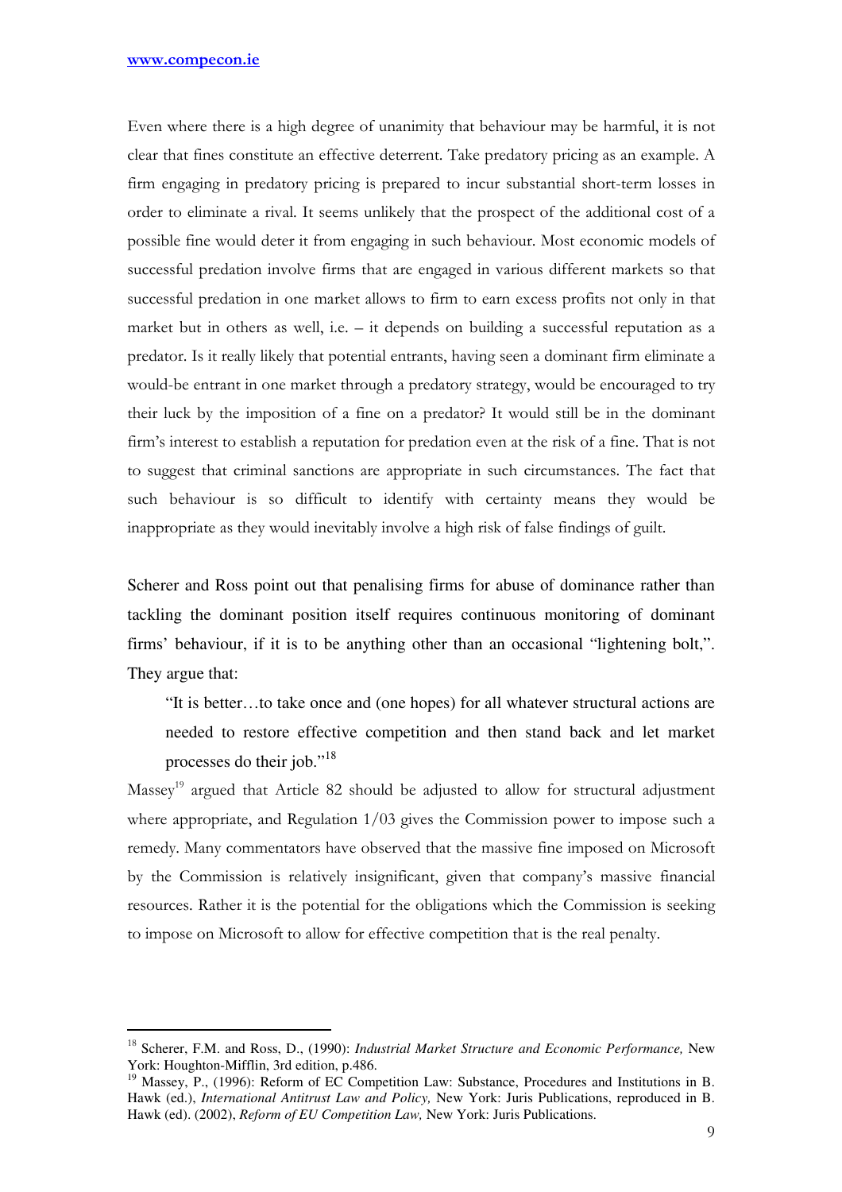Even where there is a high degree of unanimity that behaviour may be harmful, it is not clear that fines constitute an effective deterrent. Take predatory pricing as an example. A firm engaging in predatory pricing is prepared to incur substantial short-term losses in order to eliminate a rival. It seems unlikely that the prospect of the additional cost of a possible fine would deter it from engaging in such behaviour. Most economic models of successful predation involve firms that are engaged in various different markets so that successful predation in one market allows to firm to earn excess profits not only in that market but in others as well, i.e. – it depends on building a successful reputation as a predator. Is it really likely that potential entrants, having seen a dominant firm eliminate a would-be entrant in one market through a predatory strategy, would be encouraged to try their luck by the imposition of a fine on a predator? It would still be in the dominant firm's interest to establish a reputation for predation even at the risk of a fine. That is not to suggest that criminal sanctions are appropriate in such circumstances. The fact that such behaviour is so difficult to identify with certainty means they would be inappropriate as they would inevitably involve a high risk of false findings of guilt.

Scherer and Ross point out that penalising firms for abuse of dominance rather than tackling the dominant position itself requires continuous monitoring of dominant firms' behaviour, if it is to be anything other than an occasional "lightening bolt,". They argue that:

> "It is better…to take once and (one hopes) for all whatever structural actions are needed to restore effective competition and then stand back and let market processes do their job."[18]

Massey[19] argued that Article 82 should be adjusted to allow for structural adjustment where appropriate, and Regulation 1/03 gives the Commission power to impose such a remedy. Many commentators have observed that the massive fine imposed on Microsoft by the Commission is relatively insignificant, given that company's massive financial resources. Rather it is the potential for the obligations which the Commission is seeking to impose on Microsoft to allow for effective competition that is the real penalty.

---

[18] Scherer, F.M. and Ross, D., (1990): *Industrial Market Structure and Economic Performance,* New York: Houghton-Mifflin, 3rd edition, p.486.

[19] Massey, P., (1996): Reform of EC Competition Law: Substance, Procedures and Institutions in B. Hawk (ed.), *International Antitrust Law and Policy,* New York: Juris Publications, reproduced in B. Hawk (ed). (2002), *Reform of EU Competition Law,* New York: Juris Publications.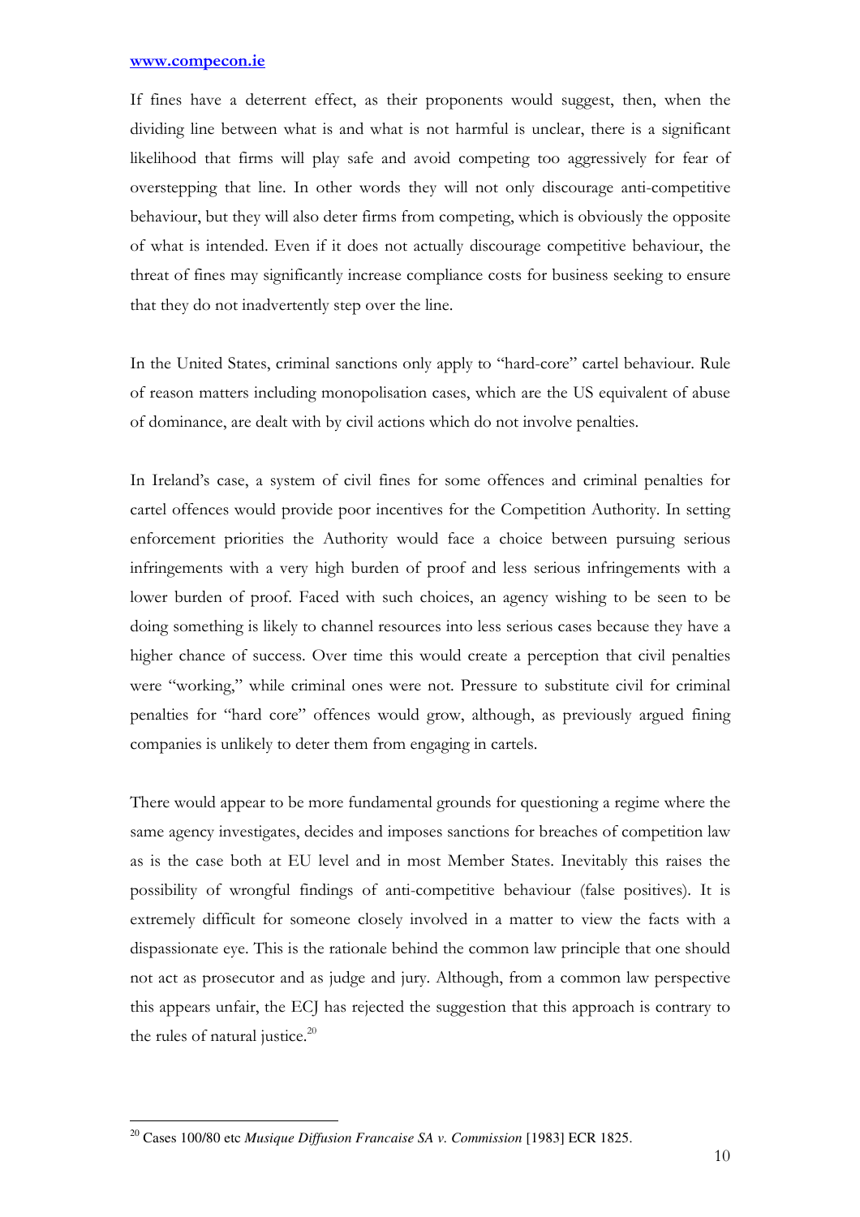If fines have a deterrent effect, as their proponents would suggest, then, when the dividing line between what is and what is not harmful is unclear, there is a significant likelihood that firms will play safe and avoid competing too aggressively for fear of overstepping that line. In other words they will not only discourage anti-competitive behaviour, but they will also deter firms from competing, which is obviously the opposite of what is intended. Even if it does not actually discourage competitive behaviour, the threat of fines may significantly increase compliance costs for business seeking to ensure that they do not inadvertently step over the line.

In the United States, criminal sanctions only apply to "hard-core" cartel behaviour. Rule of reason matters including monopolisation cases, which are the US equivalent of abuse of dominance, are dealt with by civil actions which do not involve penalties.

In Ireland's case, a system of civil fines for some offences and criminal penalties for cartel offences would provide poor incentives for the Competition Authority. In setting enforcement priorities the Authority would face a choice between pursuing serious infringements with a very high burden of proof and less serious infringements with a lower burden of proof. Faced with such choices, an agency wishing to be seen to be doing something is likely to channel resources into less serious cases because they have a higher chance of success. Over time this would create a perception that civil penalties were "working," while criminal ones were not. Pressure to substitute civil for criminal penalties for "hard core" offences would grow, although, as previously argued fining companies is unlikely to deter them from engaging in cartels.

There would appear to be more fundamental grounds for questioning a regime where the same agency investigates, decides and imposes sanctions for breaches of competition law as is the case both at EU level and in most Member States. Inevitably this raises the possibility of wrongful findings of anti-competitive behaviour (false positives). It is extremely difficult for someone closely involved in a matter to view the facts with a dispassionate eye. This is the rationale behind the common law principle that one should not act as prosecutor and as judge and jury. Although, from a common law perspective this appears unfair, the ECJ has rejected the suggestion that this approach is contrary to the rules of natural justice.[20]

---

[20] Cases 100/80 etc *Musique Diffusion Francaise SA v. Commission* [1983] ECR 1825.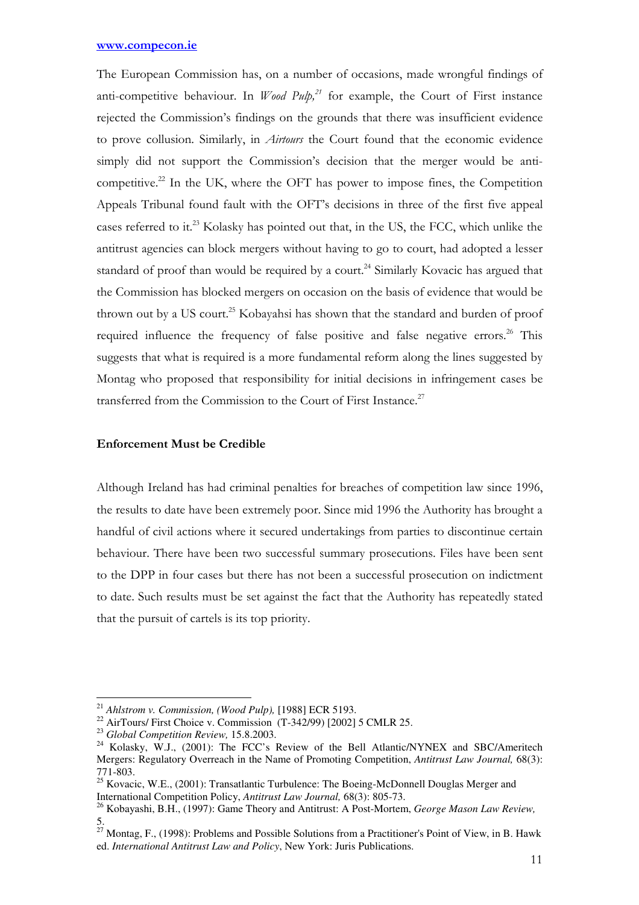The European Commission has, on a number of occasions, made wrongful findings of anti-competitive behaviour. In *Wood Pulp,*[21] for example, the Court of First instance rejected the Commission's findings on the grounds that there was insufficient evidence to prove collusion. Similarly, in *Airtours* the Court found that the economic evidence simply did not support the Commission's decision that the merger would be anti-competitive.[22] In the UK, where the OFT has power to impose fines, the Competition Appeals Tribunal found fault with the OFT's decisions in three of the first five appeal cases referred to it.[23] Kolasky has pointed out that, in the US, the FCC, which unlike the antitrust agencies can block mergers without having to go to court, had adopted a lesser standard of proof than would be required by a court.[24] Similarly Kovacic has argued that the Commission has blocked mergers on occasion on the basis of evidence that would be thrown out by a US court.[25] Kobayahsi has shown that the standard and burden of proof required influence the frequency of false positive and false negative errors.[26] This suggests that what is required is a more fundamental reform along the lines suggested by Montag who proposed that responsibility for initial decisions in infringement cases be transferred from the Commission to the Court of First Instance.[27]

## Enforcement Must be Credible

Although Ireland has had criminal penalties for breaches of competition law since 1996, the results to date have been extremely poor. Since mid 1996 the Authority has brought a handful of civil actions where it secured undertakings from parties to discontinue certain behaviour. There have been two successful summary prosecutions. Files have been sent to the DPP in four cases but there has not been a successful prosecution on indictment to date. Such results must be set against the fact that the Authority has repeatedly stated that the pursuit of cartels is its top priority.

---

[21] *Ahlstrom v. Commission, (Wood Pulp),* [1988] ECR 5193.

[22] AirTours/ First Choice v. Commission (T-342/99) [2002] 5 CMLR 25.

[23] *Global Competition Review,* 15.8.2003.

[24] Kolasky, W.J., (2001): The FCC's Review of the Bell Atlantic/NYNEX and SBC/Ameritech Mergers: Regulatory Overreach in the Name of Promoting Competition, *Antitrust Law Journal,* 68(3): 771-803.

[25] Kovacic, W.E., (2001): Transatlantic Turbulence: The Boeing-McDonnell Douglas Merger and International Competition Policy, *Antitrust Law Journal,* 68(3): 805-73.

[26] Kobayashi, B.H., (1997): Game Theory and Antitrust: A Post-Mortem, *George Mason Law Review,* 5.

[27] Montag, F., (1998): Problems and Possible Solutions from a Practitioner's Point of View, in B. Hawk ed. *International Antitrust Law and Policy*, New York: Juris Publications.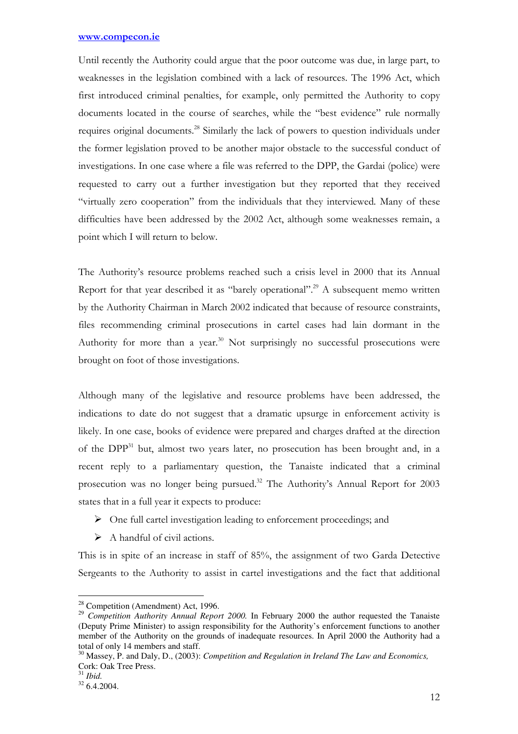Until recently the Authority could argue that the poor outcome was due, in large part, to weaknesses in the legislation combined with a lack of resources. The 1996 Act, which first introduced criminal penalties, for example, only permitted the Authority to copy documents located in the course of searches, while the "best evidence" rule normally requires original documents.[28] Similarly the lack of powers to question individuals under the former legislation proved to be another major obstacle to the successful conduct of investigations. In one case where a file was referred to the DPP, the Gardai (police) were requested to carry out a further investigation but they reported that they received "virtually zero cooperation" from the individuals that they interviewed. Many of these difficulties have been addressed by the 2002 Act, although some weaknesses remain, a point which I will return to below.

The Authority's resource problems reached such a crisis level in 2000 that its Annual Report for that year described it as "barely operational".[29] A subsequent memo written by the Authority Chairman in March 2002 indicated that because of resource constraints, files recommending criminal prosecutions in cartel cases had lain dormant in the Authority for more than a year.[30] Not surprisingly no successful prosecutions were brought on foot of those investigations.

Although many of the legislative and resource problems have been addressed, the indications to date do not suggest that a dramatic upsurge in enforcement activity is likely. In one case, books of evidence were prepared and charges drafted at the direction of the DPP[31] but, almost two years later, no prosecution has been brought and, in a recent reply to a parliamentary question, the Tanaiste indicated that a criminal prosecution was no longer being pursued.[32] The Authority's Annual Report for 2003 states that in a full year it expects to produce:

- One full cartel investigation leading to enforcement proceedings; and
- A handful of civil actions.

This is in spite of an increase in staff of 85%, the assignment of two Garda Detective Sergeants to the Authority to assist in cartel investigations and the fact that additional

---

[28] Competition (Amendment) Act, 1996.

[29] *Competition Authority Annual Report 2000.* In February 2000 the author requested the Tanaiste (Deputy Prime Minister) to assign responsibility for the Authority's enforcement functions to another member of the Authority on the grounds of inadequate resources. In April 2000 the Authority had a total of only 14 members and staff.

[30] Massey, P. and Daly, D., (2003): *Competition and Regulation in Ireland The Law and Economics,* Cork: Oak Tree Press.

[31] *Ibid.*

[32] 6.4.2004.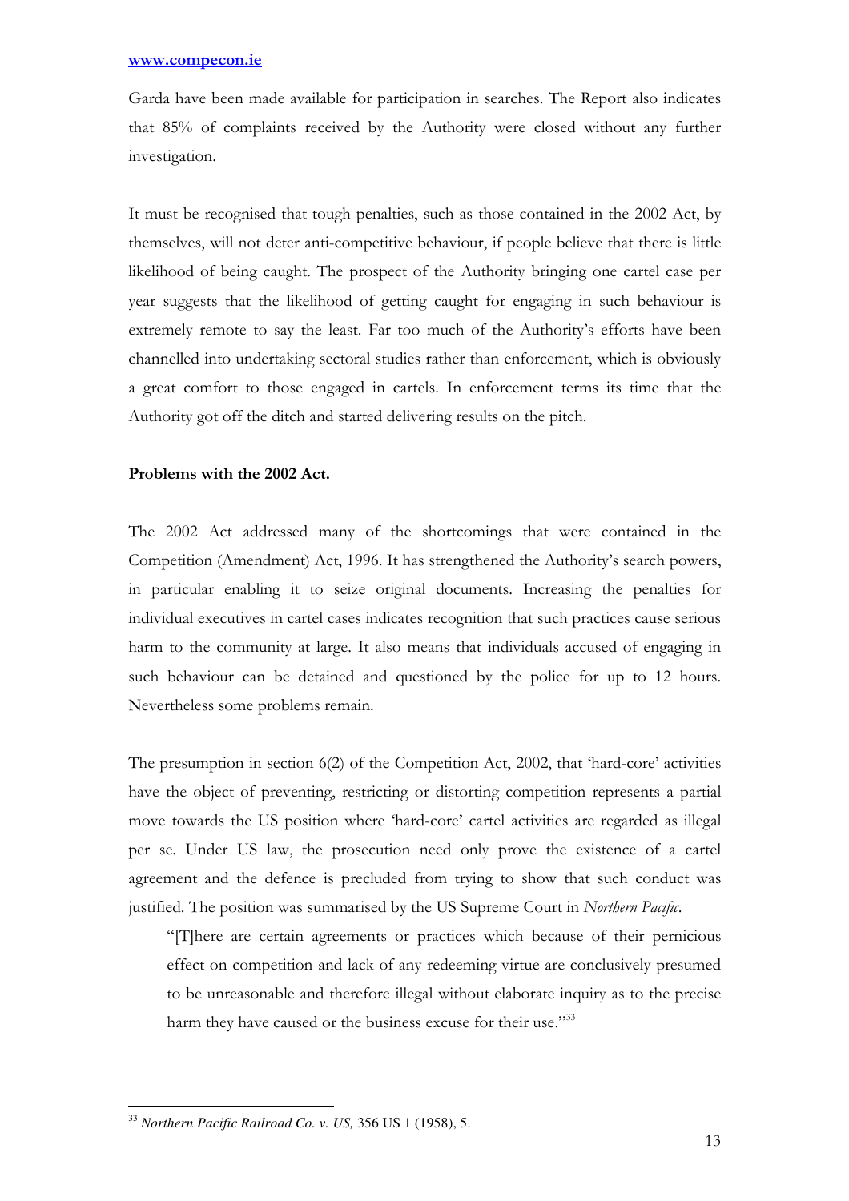Garda have been made available for participation in searches. The Report also indicates that 85% of complaints received by the Authority were closed without any further investigation.

It must be recognised that tough penalties, such as those contained in the 2002 Act, by themselves, will not deter anti-competitive behaviour, if people believe that there is little likelihood of being caught. The prospect of the Authority bringing one cartel case per year suggests that the likelihood of getting caught for engaging in such behaviour is extremely remote to say the least. Far too much of the Authority's efforts have been channelled into undertaking sectoral studies rather than enforcement, which is obviously a great comfort to those engaged in cartels. In enforcement terms its time that the Authority got off the ditch and started delivering results on the pitch.

**Problems with the 2002 Act.**

The 2002 Act addressed many of the shortcomings that were contained in the Competition (Amendment) Act, 1996. It has strengthened the Authority's search powers, in particular enabling it to seize original documents. Increasing the penalties for individual executives in cartel cases indicates recognition that such practices cause serious harm to the community at large. It also means that individuals accused of engaging in such behaviour can be detained and questioned by the police for up to 12 hours. Nevertheless some problems remain.

The presumption in section 6(2) of the Competition Act, 2002, that 'hard-core' activities have the object of preventing, restricting or distorting competition represents a partial move towards the US position where 'hard-core' cartel activities are regarded as illegal per se. Under US law, the prosecution need only prove the existence of a cartel agreement and the defence is precluded from trying to show that such conduct was justified. The position was summarised by the US Supreme Court in *Northern Pacific*.

> "[T]here are certain agreements or practices which because of their pernicious effect on competition and lack of any redeeming virtue are conclusively presumed to be unreasonable and therefore illegal without elaborate inquiry as to the precise harm they have caused or the business excuse for their use."[33]

[33] *Northern Pacific Railroad Co. v. US,* 356 US 1 (1958), 5.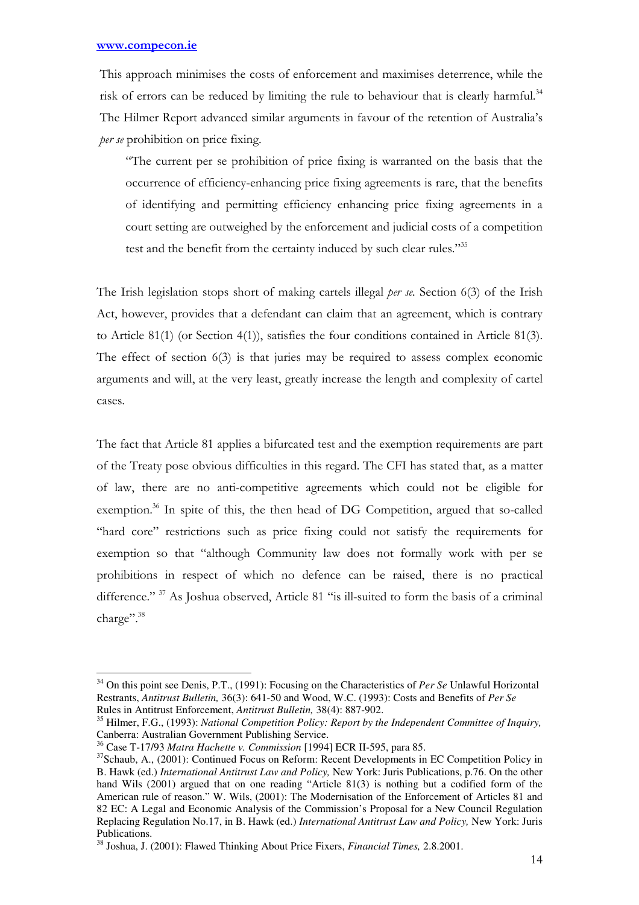This approach minimises the costs of enforcement and maximises deterrence, while the risk of errors can be reduced by limiting the rule to behaviour that is clearly harmful.[34] The Hilmer Report advanced similar arguments in favour of the retention of Australia's *per se* prohibition on price fixing.

> "The current per se prohibition of price fixing is warranted on the basis that the occurrence of efficiency-enhancing price fixing agreements is rare, that the benefits of identifying and permitting efficiency enhancing price fixing agreements in a court setting are outweighed by the enforcement and judicial costs of a competition test and the benefit from the certainty induced by such clear rules."[35]

The Irish legislation stops short of making cartels illegal *per se.* Section 6(3) of the Irish Act, however, provides that a defendant can claim that an agreement, which is contrary to Article 81(1) (or Section 4(1)), satisfies the four conditions contained in Article 81(3). The effect of section 6(3) is that juries may be required to assess complex economic arguments and will, at the very least, greatly increase the length and complexity of cartel cases.

The fact that Article 81 applies a bifurcated test and the exemption requirements are part of the Treaty pose obvious difficulties in this regard. The CFI has stated that, as a matter of law, there are no anti-competitive agreements which could not be eligible for exemption.[36] In spite of this, the then head of DG Competition, argued that so-called "hard core" restrictions such as price fixing could not satisfy the requirements for exemption so that "although Community law does not formally work with per se prohibitions in respect of which no defence can be raised, there is no practical difference." [37] As Joshua observed, Article 81 "is ill-suited to form the basis of a criminal charge".[38]

---

[34] On this point see Denis, P.T., (1991): Focusing on the Characteristics of *Per Se* Unlawful Horizontal Restrants, *Antitrust Bulletin,* 36(3): 641-50 and Wood, W.C. (1993): Costs and Benefits of *Per Se* Rules in Antitrust Enforcement, *Antitrust Bulletin,* 38(4): 887-902.

[35] Hilmer, F.G., (1993): *National Competition Policy: Report by the Independent Committee of Inquiry,* Canberra: Australian Government Publishing Service.

[36] Case T-17/93 *Matra Hachette v. Commission* [1994] ECR II-595, para 85.

[37] Schaub, A., (2001): Continued Focus on Reform: Recent Developments in EC Competition Policy in B. Hawk (ed.) *International Antitrust Law and Policy,* New York: Juris Publications, p.76. On the other hand Wils (2001) argued that on one reading "Article 81(3) is nothing but a codified form of the American rule of reason." W. Wils, (2001): The Modernisation of the Enforcement of Articles 81 and 82 EC: A Legal and Economic Analysis of the Commission's Proposal for a New Council Regulation Replacing Regulation No.17, in B. Hawk (ed.) *International Antitrust Law and Policy,* New York: Juris Publications.

[38] Joshua, J. (2001): Flawed Thinking About Price Fixers, *Financial Times,* 2.8.2001.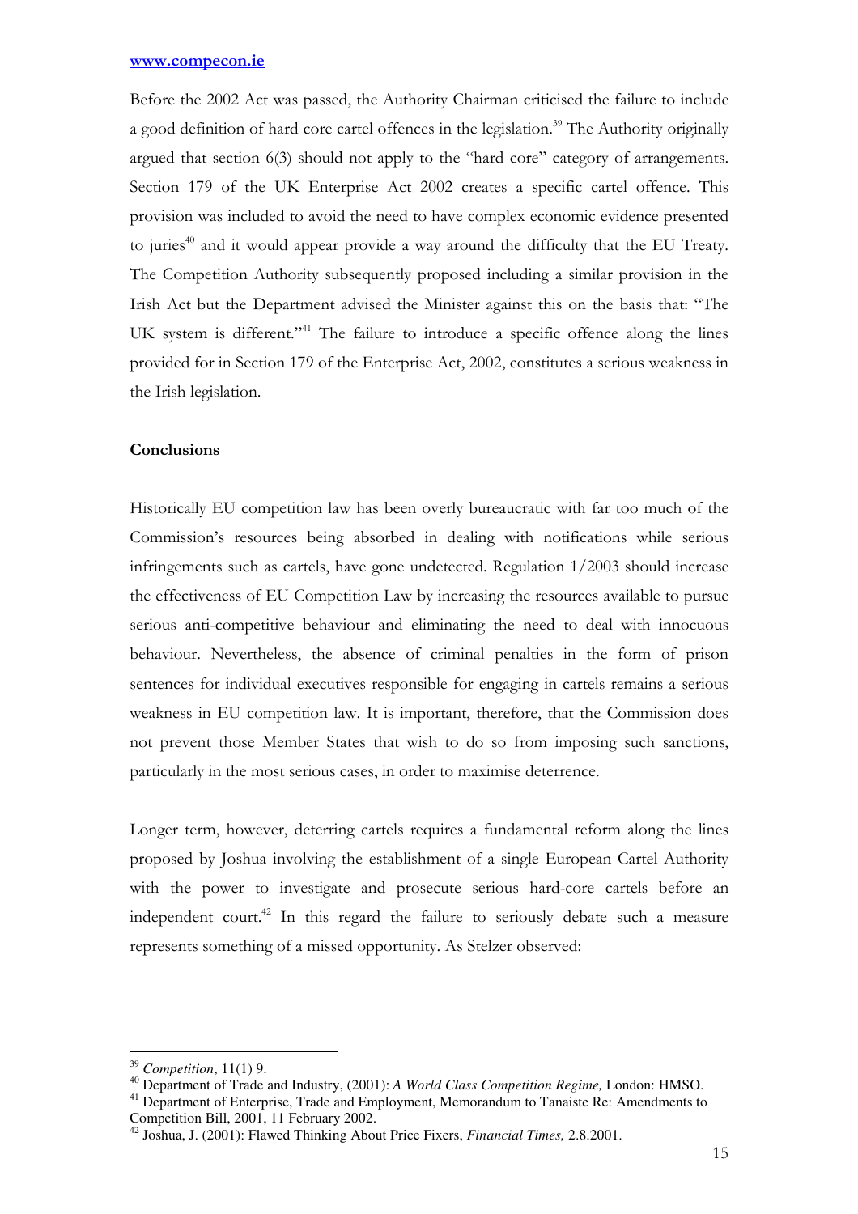Before the 2002 Act was passed, the Authority Chairman criticised the failure to include a good definition of hard core cartel offences in the legislation.[39] The Authority originally argued that section 6(3) should not apply to the "hard core" category of arrangements. Section 179 of the UK Enterprise Act 2002 creates a specific cartel offence. This provision was included to avoid the need to have complex economic evidence presented to juries[40] and it would appear provide a way around the difficulty that the EU Treaty. The Competition Authority subsequently proposed including a similar provision in the Irish Act but the Department advised the Minister against this on the basis that: "The UK system is different."[41] The failure to introduce a specific offence along the lines provided for in Section 179 of the Enterprise Act, 2002, constitutes a serious weakness in the Irish legislation.

**Conclusions**

Historically EU competition law has been overly bureaucratic with far too much of the Commission's resources being absorbed in dealing with notifications while serious infringements such as cartels, have gone undetected. Regulation 1/2003 should increase the effectiveness of EU Competition Law by increasing the resources available to pursue serious anti-competitive behaviour and eliminating the need to deal with innocuous behaviour. Nevertheless, the absence of criminal penalties in the form of prison sentences for individual executives responsible for engaging in cartels remains a serious weakness in EU competition law. It is important, therefore, that the Commission does not prevent those Member States that wish to do so from imposing such sanctions, particularly in the most serious cases, in order to maximise deterrence.

Longer term, however, deterring cartels requires a fundamental reform along the lines proposed by Joshua involving the establishment of a single European Cartel Authority with the power to investigate and prosecute serious hard-core cartels before an independent court.[42] In this regard the failure to seriously debate such a measure represents something of a missed opportunity. As Stelzer observed:

---

[39] *Competition*, 11(1) 9.

[40] Department of Trade and Industry, (2001): *A World Class Competition Regime,* London: HMSO.

[41] Department of Enterprise, Trade and Employment, Memorandum to Tanaiste Re: Amendments to Competition Bill, 2001, 11 February 2002.

[42] Joshua, J. (2001): Flawed Thinking About Price Fixers, *Financial Times,* 2.8.2001.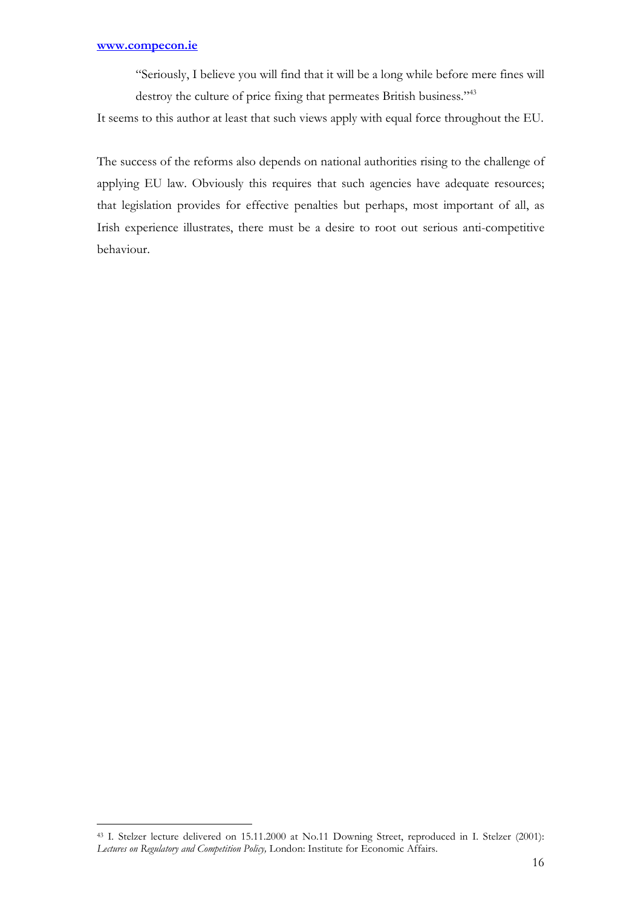> "Seriously, I believe you will find that it will be a long while before mere fines will destroy the culture of price fixing that permeates British business."[43]

It seems to this author at least that such views apply with equal force throughout the EU.

The success of the reforms also depends on national authorities rising to the challenge of applying EU law. Obviously this requires that such agencies have adequate resources; that legislation provides for effective penalties but perhaps, most important of all, as Irish experience illustrates, there must be a desire to root out serious anti-competitive behaviour.

---

[43] I. Stelzer lecture delivered on 15.11.2000 at No.11 Downing Street, reproduced in I. Stelzer (2001): *Lectures on Regulatory and Competition Policy,* London: Institute for Economic Affairs.